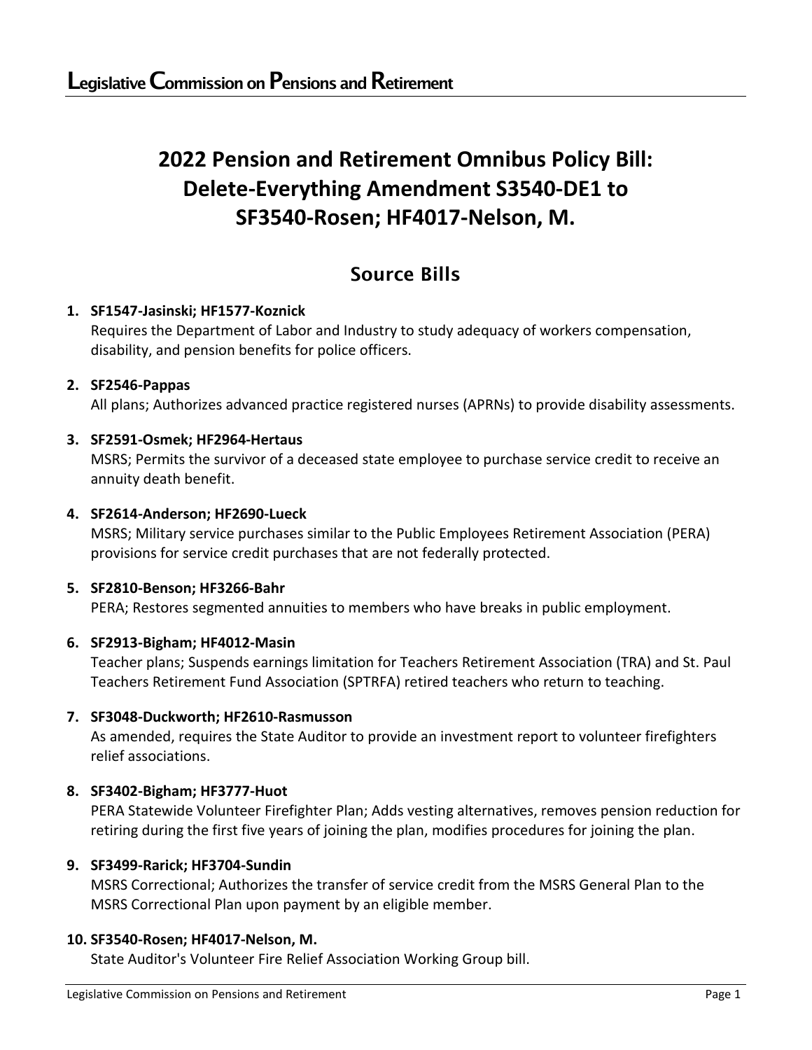# Legislative Commission on Pensions and Retirement

## 2022 Pension and Retirement Omnibus Policy Bill: Delete-Everything Amendment S3540-DE1 to SF3540-Rosen; HF4017-Nelson, M.

### Source Bills

1. **SF1547-Jasinski; HF1577-Koznick**
   Requires the Department of Labor and Industry to study adequacy of workers compensation, disability, and pension benefits for police officers.

2. **SF2546-Pappas**
   All plans; Authorizes advanced practice registered nurses (APRNs) to provide disability assessments.

3. **SF2591-Osmek; HF2964-Hertaus**
   MSRS; Permits the survivor of a deceased state employee to purchase service credit to receive an annuity death benefit.

4. **SF2614-Anderson; HF2690-Lueck**
   MSRS; Military service purchases similar to the Public Employees Retirement Association (PERA) provisions for service credit purchases that are not federally protected.

5. **SF2810-Benson; HF3266-Bahr**
   PERA; Restores segmented annuities to members who have breaks in public employment.

6. **SF2913-Bigham; HF4012-Masin**
   Teacher plans; Suspends earnings limitation for Teachers Retirement Association (TRA) and St. Paul Teachers Retirement Fund Association (SPTRFA) retired teachers who return to teaching.

7. **SF3048-Duckworth; HF2610-Rasmusson**
   As amended, requires the State Auditor to provide an investment report to volunteer firefighters relief associations.

8. **SF3402-Bigham; HF3777-Huot**
   PERA Statewide Volunteer Firefighter Plan; Adds vesting alternatives, removes pension reduction for retiring during the first five years of joining the plan, modifies procedures for joining the plan.

9. **SF3499-Rarick; HF3704-Sundin**
   MSRS Correctional; Authorizes the transfer of service credit from the MSRS General Plan to the MSRS Correctional Plan upon payment by an eligible member.

10. **SF3540-Rosen; HF4017-Nelson, M.**
    State Auditor's Volunteer Fire Relief Association Working Group bill.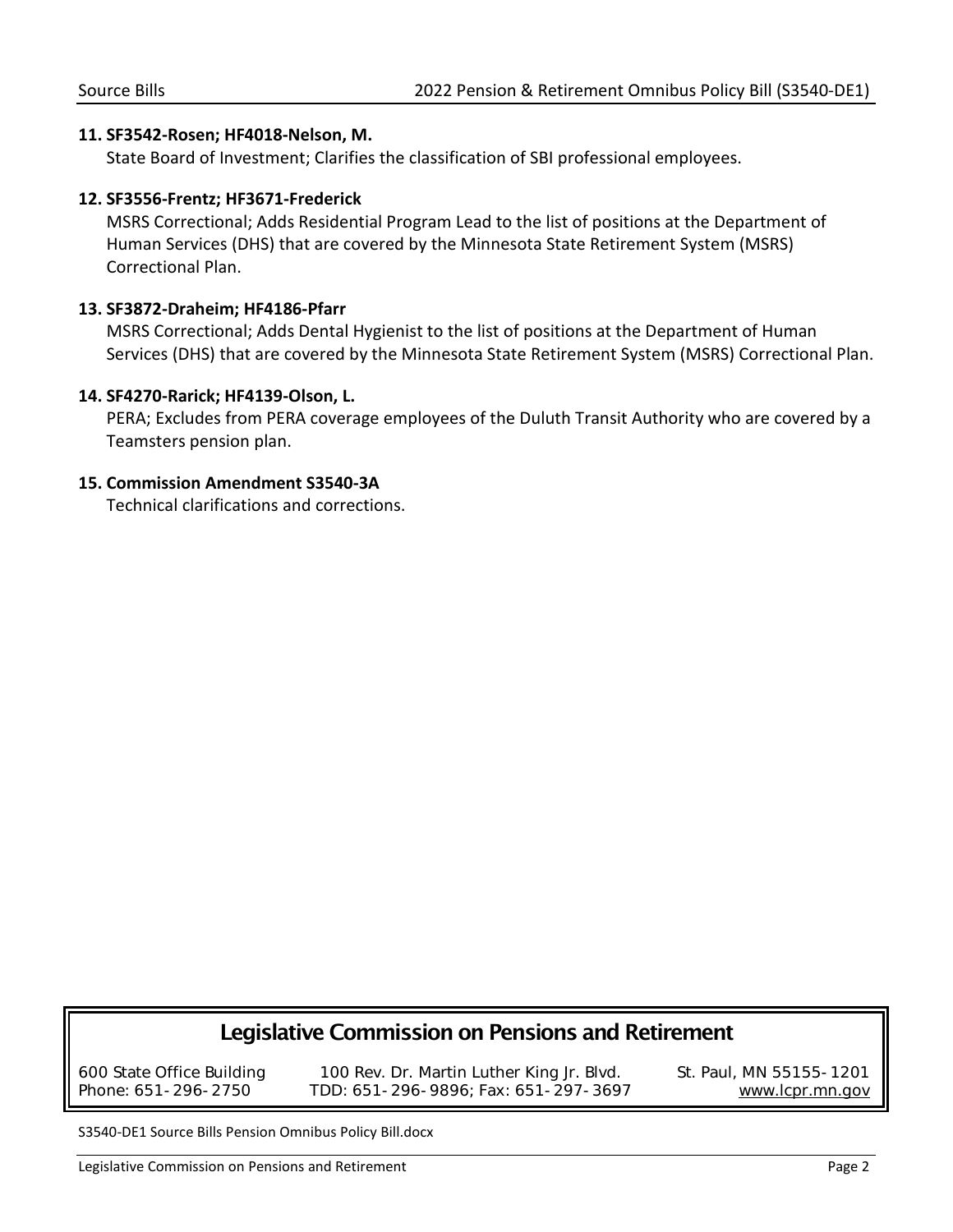**11. SF3542-Rosen; HF4018-Nelson, M.**

State Board of Investment; Clarifies the classification of SBI professional employees.

**12. SF3556-Frentz; HF3671-Frederick**

MSRS Correctional; Adds Residential Program Lead to the list of positions at the Department of Human Services (DHS) that are covered by the Minnesota State Retirement System (MSRS) Correctional Plan.

**13. SF3872-Draheim; HF4186-Pfarr**

MSRS Correctional; Adds Dental Hygienist to the list of positions at the Department of Human Services (DHS) that are covered by the Minnesota State Retirement System (MSRS) Correctional Plan.

**14. SF4270-Rarick; HF4139-Olson, L.**

PERA; Excludes from PERA coverage employees of the Duluth Transit Authority who are covered by a Teamsters pension plan.

**15. Commission Amendment S3540-3A**

Technical clarifications and corrections.

## Legislative Commission on Pensions and Retirement

600 State Office Building | 100 Rev. Dr. Martin Luther King Jr. Blvd. | St. Paul, MN 55155-1201
Phone: 651-296-2750 | TDD: 651-296-9896; Fax: 651-297-3697 | www.lcpr.mn.gov

S3540-DE1 Source Bills Pension Omnibus Policy Bill.docx